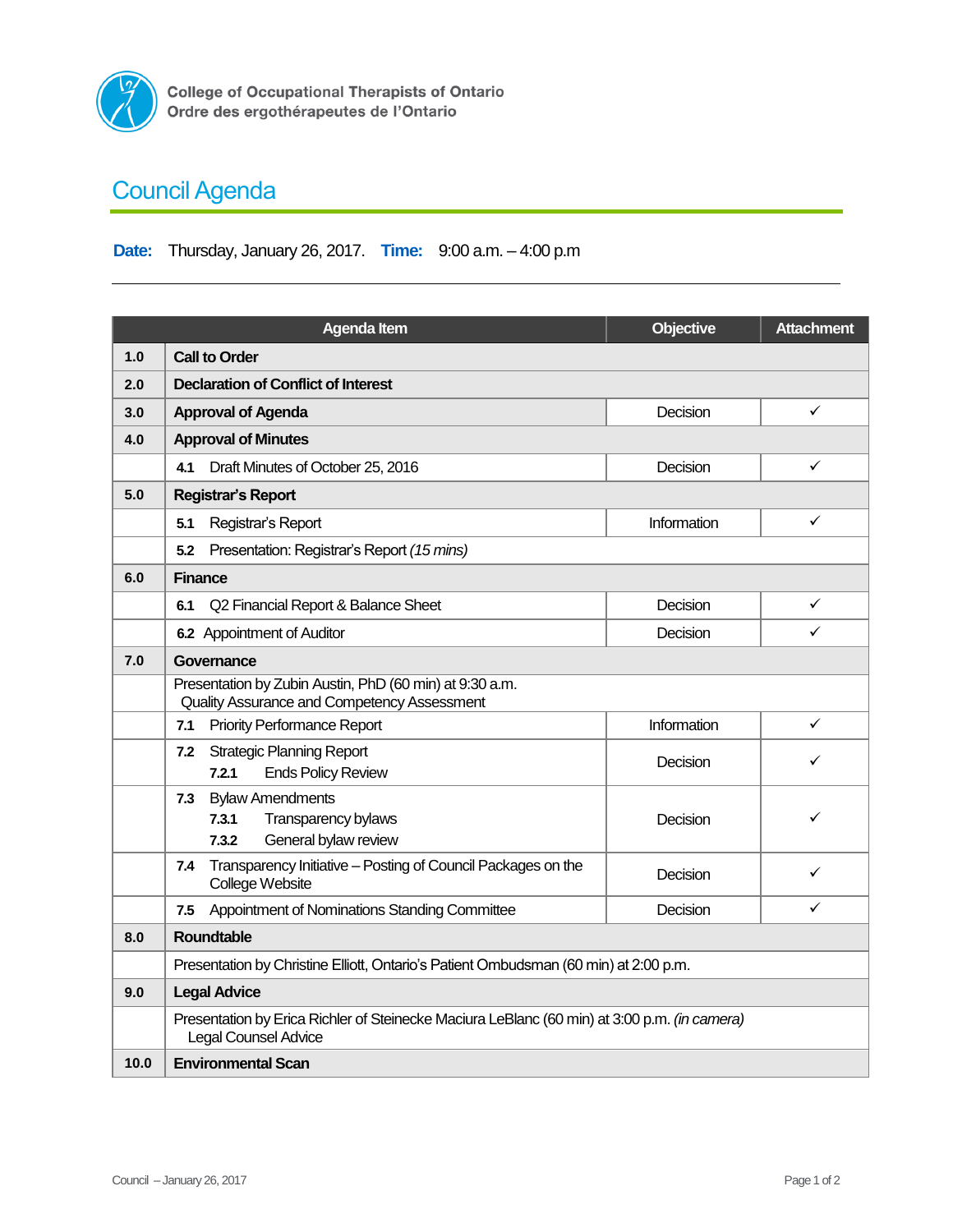College of Occupational Therapists of Ontario
Ordre des ergothérapeutes de l'Ontario

# Council Agenda

**Date:** Thursday, January 26, 2017. **Time:** 9:00 a.m. – 4:00 p.m

| | Agenda Item | Objective | Attachment |
|---|---|---|---|
| **1.0** | **Call to Order** | | |
| **2.0** | **Declaration of Conflict of Interest** | | |
| **3.0** | **Approval of Agenda** | Decision | ✓ |
| **4.0** | **Approval of Minutes** | | |
| | **4.1** Draft Minutes of October 25, 2016 | Decision | ✓ |
| **5.0** | **Registrar's Report** | | |
| | **5.1** Registrar's Report | Information | ✓ |
| | **5.2** Presentation: Registrar's Report *(15 mins)* | | |
| **6.0** | **Finance** | | |
| | **6.1** Q2 Financial Report & Balance Sheet | Decision | ✓ |
| | **6.2** Appointment of Auditor | Decision | ✓ |
| **7.0** | **Governance** | | |
| | Presentation by Zubin Austin, PhD (60 min) at 9:30 a.m. Quality Assurance and Competency Assessment | | |
| | **7.1** Priority Performance Report | Information | ✓ |
| | **7.2** Strategic Planning Report<br>**7.2.1** Ends Policy Review | Decision | ✓ |
| | **7.3** Bylaw Amendments<br>**7.3.1** Transparency bylaws<br>**7.3.2** General bylaw review | Decision | ✓ |
| | **7.4** Transparency Initiative – Posting of Council Packages on the College Website | Decision | ✓ |
| | **7.5** Appointment of Nominations Standing Committee | Decision | ✓ |
| **8.0** | **Roundtable** | | |
| | Presentation by Christine Elliott, Ontario's Patient Ombudsman (60 min) at 2:00 p.m. | | |
| **9.0** | **Legal Advice** | | |
| | Presentation by Erica Richler of Steinecke Maciura LeBlanc (60 min) at 3:00 p.m. *(in camera)* Legal Counsel Advice | | |
| **10.0** | **Environmental Scan** | | |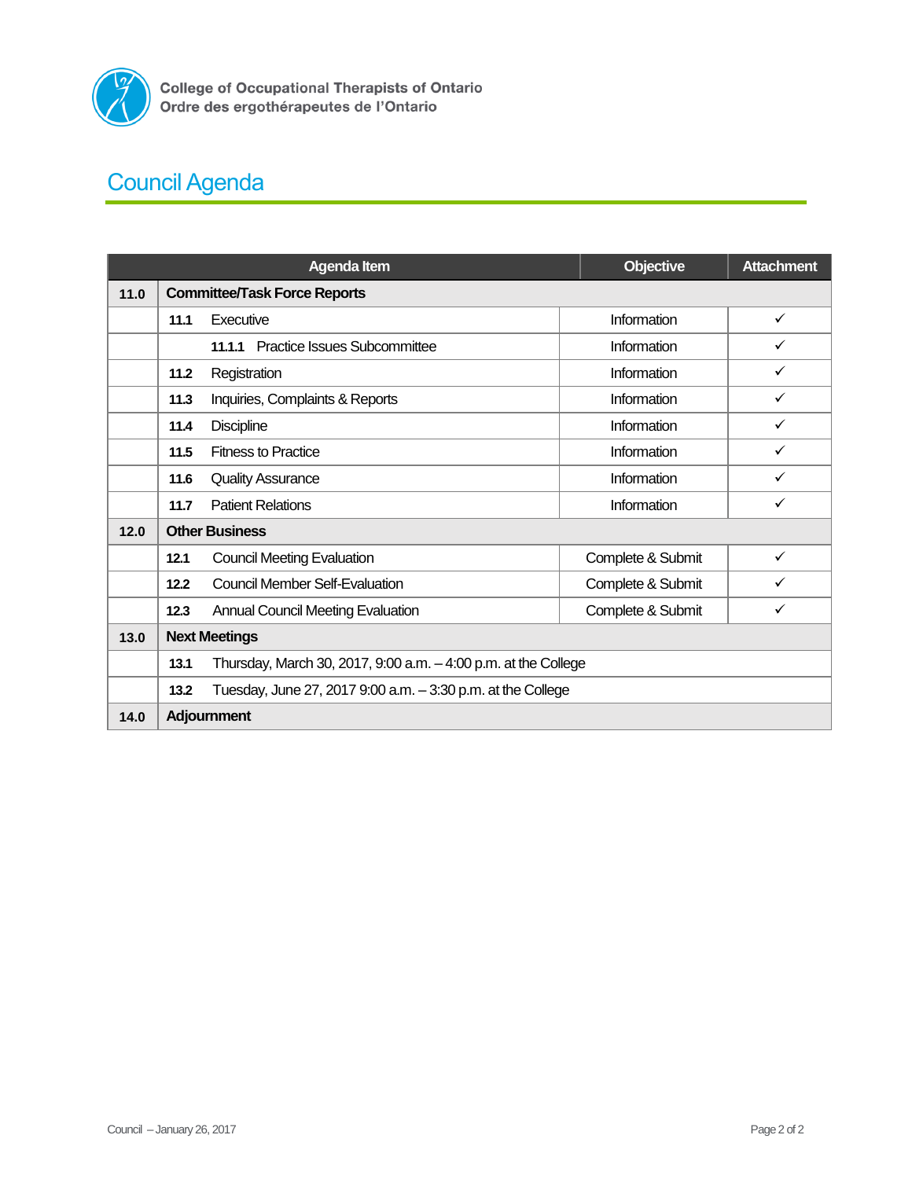College of Occupational Therapists of Ontario
Ordre des ergothérapeutes de l'Ontario

# Council Agenda

| | Agenda Item | Objective | Attachment |
|---|---|---|---|
| **11.0** | **Committee/Task Force Reports** | | |
| | **11.1** Executive | Information | ✓ |
| | **11.1.1** Practice Issues Subcommittee | Information | ✓ |
| | **11.2** Registration | Information | ✓ |
| | **11.3** Inquiries, Complaints & Reports | Information | ✓ |
| | **11.4** Discipline | Information | ✓ |
| | **11.5** Fitness to Practice | Information | ✓ |
| | **11.6** Quality Assurance | Information | ✓ |
| | **11.7** Patient Relations | Information | ✓ |
| **12.0** | **Other Business** | | |
| | **12.1** Council Meeting Evaluation | Complete & Submit | ✓ |
| | **12.2** Council Member Self-Evaluation | Complete & Submit | ✓ |
| | **12.3** Annual Council Meeting Evaluation | Complete & Submit | ✓ |
| **13.0** | **Next Meetings** | | |
| | **13.1** Thursday, March 30, 2017, 9:00 a.m. – 4:00 p.m. at the College | | |
| | **13.2** Tuesday, June 27, 2017 9:00 a.m. – 3:30 p.m. at the College | | |
| **14.0** | **Adjournment** | | |

Council – January 26, 2017